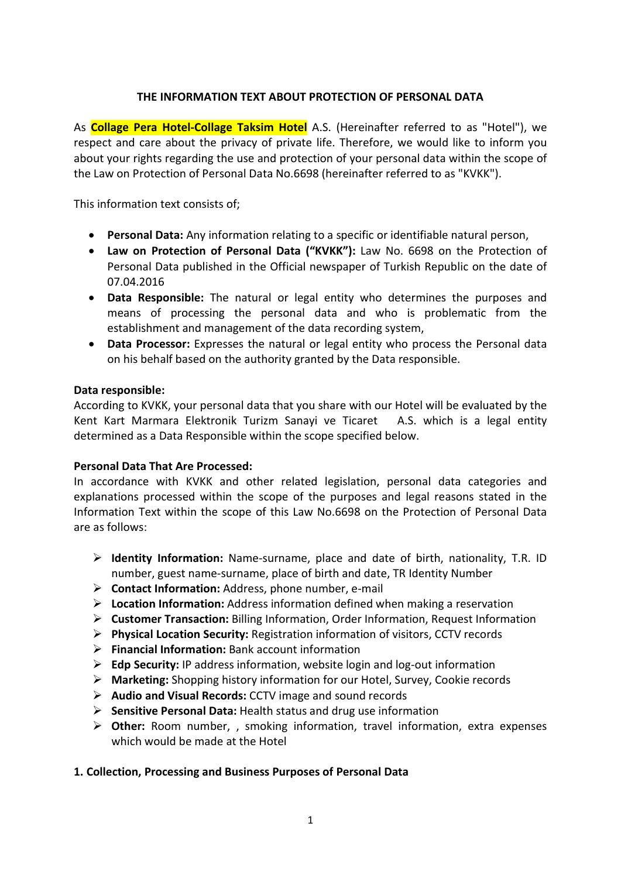## THE INFORMATION TEXT ABOUT PROTECTION OF PERSONAL DATA

As **Collage Pera Hotel-Collage Taksim Hotel** A.S. (Hereinafter referred to as "Hotel"), we respect and care about the privacy of private life. Therefore, we would like to inform you about your rights regarding the use and protection of your personal data within the scope of the Law on Protection of Personal Data No.6698 (hereinafter referred to as "KVKK").

This information text consists of;

- **Personal Data:** Any information relating to a specific or identifiable natural person,
- **Law on Protection of Personal Data ("KVKK"):** Law No. 6698 on the Protection of Personal Data published in the Official newspaper of Turkish Republic on the date of 07.04.2016
- **Data Responsible:** The natural or legal entity who determines the purposes and means of processing the personal data and who is problematic from the establishment and management of the data recording system,
- **Data Processor:** Expresses the natural or legal entity who process the Personal data on his behalf based on the authority granted by the Data responsible.

**Data responsible:**
According to KVKK, your personal data that you share with our Hotel will be evaluated by the Kent Kart Marmara Elektronik Turizm Sanayi ve Ticaret A.S. which is a legal entity determined as a Data Responsible within the scope specified below.

**Personal Data That Are Processed:**
In accordance with KVKK and other related legislation, personal data categories and explanations processed within the scope of the purposes and legal reasons stated in the Information Text within the scope of this Law No.6698 on the Protection of Personal Data are as follows:

- **Identity Information:** Name-surname, place and date of birth, nationality, T.R. ID number, guest name-surname, place of birth and date, TR Identity Number
- **Contact Information:** Address, phone number, e-mail
- **Location Information:** Address information defined when making a reservation
- **Customer Transaction:** Billing Information, Order Information, Request Information
- **Physical Location Security:** Registration information of visitors, CCTV records
- **Financial Information:** Bank account information
- **Edp Security:** IP address information, website login and log-out information
- **Marketing:** Shopping history information for our Hotel, Survey, Cookie records
- **Audio and Visual Records:** CCTV image and sound records
- **Sensitive Personal Data:** Health status and drug use information
- **Other:** Room number, , smoking information, travel information, extra expenses which would be made at the Hotel

### 1. Collection, Processing and Business Purposes of Personal Data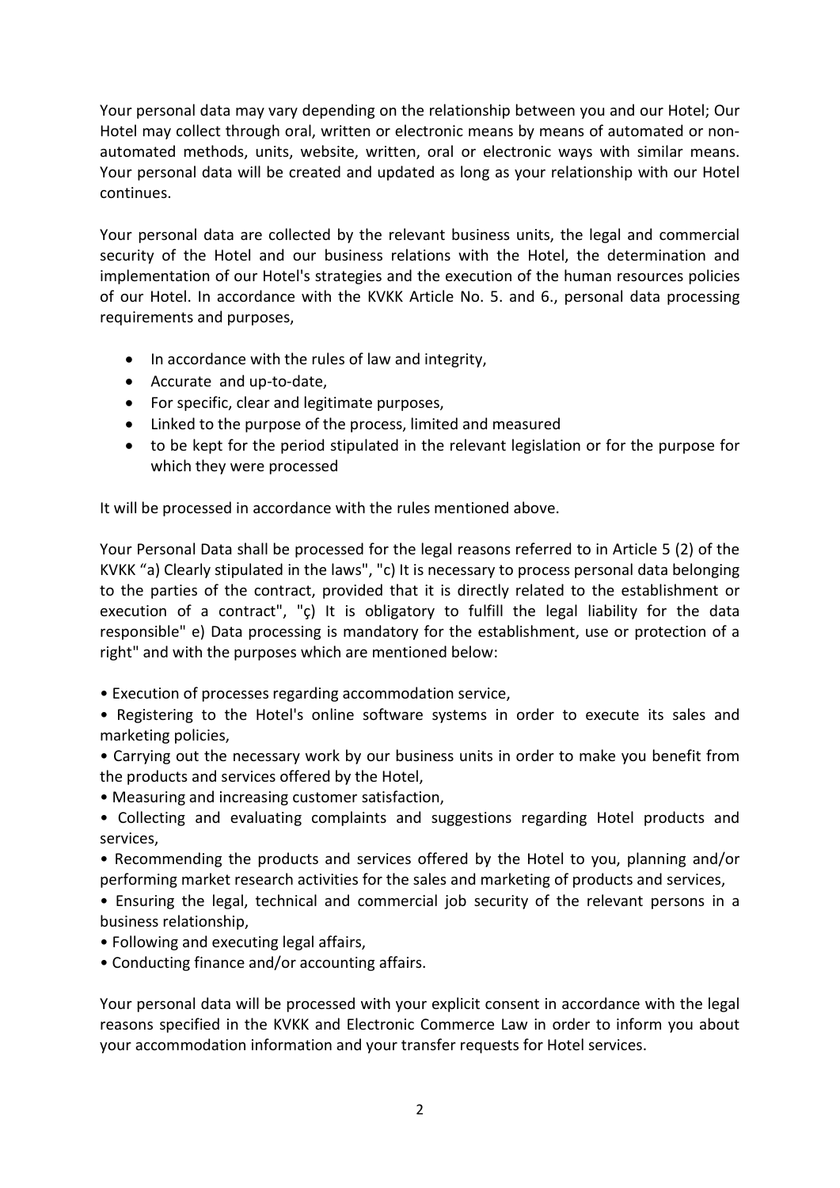Your personal data may vary depending on the relationship between you and our Hotel; Our Hotel may collect through oral, written or electronic means by means of automated or non-automated methods, units, website, written, oral or electronic ways with similar means. Your personal data will be created and updated as long as your relationship with our Hotel continues.

Your personal data are collected by the relevant business units, the legal and commercial security of the Hotel and our business relations with the Hotel, the determination and implementation of our Hotel's strategies and the execution of the human resources policies of our Hotel. In accordance with the KVKK Article No. 5. and 6., personal data processing requirements and purposes,

- In accordance with the rules of law and integrity,
- Accurate and up-to-date,
- For specific, clear and legitimate purposes,
- Linked to the purpose of the process, limited and measured
- to be kept for the period stipulated in the relevant legislation or for the purpose for which they were processed

It will be processed in accordance with the rules mentioned above.

Your Personal Data shall be processed for the legal reasons referred to in Article 5 (2) of the KVKK "a) Clearly stipulated in the laws", "c) It is necessary to process personal data belonging to the parties of the contract, provided that it is directly related to the establishment or execution of a contract", "ç) It is obligatory to fulfill the legal liability for the data responsible" e) Data processing is mandatory for the establishment, use or protection of a right" and with the purposes which are mentioned below:

- Execution of processes regarding accommodation service,
- Registering to the Hotel's online software systems in order to execute its sales and marketing policies,
- Carrying out the necessary work by our business units in order to make you benefit from the products and services offered by the Hotel,
- Measuring and increasing customer satisfaction,
- Collecting and evaluating complaints and suggestions regarding Hotel products and services,
- Recommending the products and services offered by the Hotel to you, planning and/or performing market research activities for the sales and marketing of products and services,
- Ensuring the legal, technical and commercial job security of the relevant persons in a business relationship,
- Following and executing legal affairs,
- Conducting finance and/or accounting affairs.

Your personal data will be processed with your explicit consent in accordance with the legal reasons specified in the KVKK and Electronic Commerce Law in order to inform you about your accommodation information and your transfer requests for Hotel services.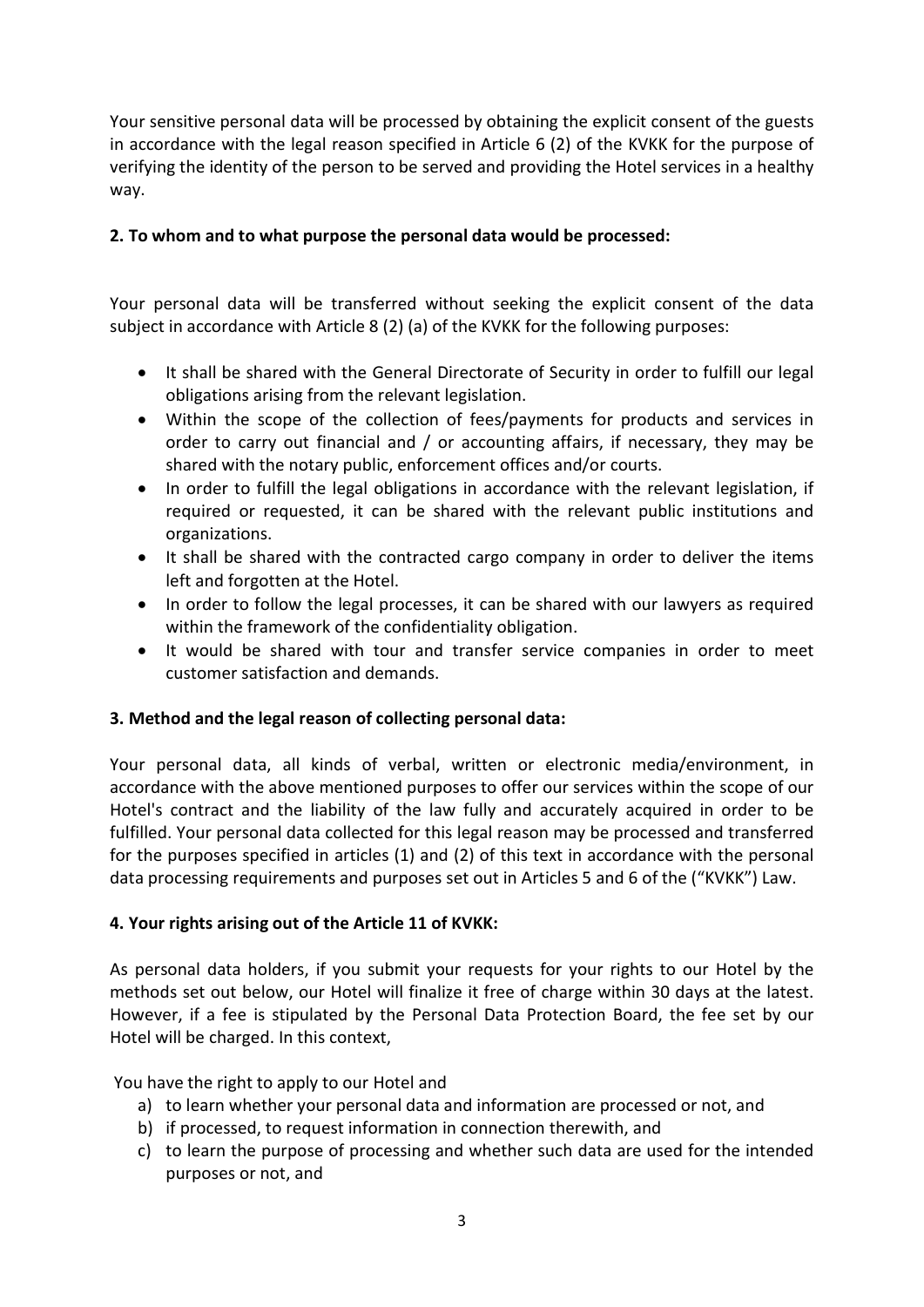Your sensitive personal data will be processed by obtaining the explicit consent of the guests in accordance with the legal reason specified in Article 6 (2) of the KVKK for the purpose of verifying the identity of the person to be served and providing the Hotel services in a healthy way.

**2. To whom and to what purpose the personal data would be processed:**

Your personal data will be transferred without seeking the explicit consent of the data subject in accordance with Article 8 (2) (a) of the KVKK for the following purposes:

- It shall be shared with the General Directorate of Security in order to fulfill our legal obligations arising from the relevant legislation.
- Within the scope of the collection of fees/payments for products and services in order to carry out financial and / or accounting affairs, if necessary, they may be shared with the notary public, enforcement offices and/or courts.
- In order to fulfill the legal obligations in accordance with the relevant legislation, if required or requested, it can be shared with the relevant public institutions and organizations.
- It shall be shared with the contracted cargo company in order to deliver the items left and forgotten at the Hotel.
- In order to follow the legal processes, it can be shared with our lawyers as required within the framework of the confidentiality obligation.
- It would be shared with tour and transfer service companies in order to meet customer satisfaction and demands.

**3. Method and the legal reason of collecting personal data:**

Your personal data, all kinds of verbal, written or electronic media/environment, in accordance with the above mentioned purposes to offer our services within the scope of our Hotel's contract and the liability of the law fully and accurately acquired in order to be fulfilled. Your personal data collected for this legal reason may be processed and transferred for the purposes specified in articles (1) and (2) of this text in accordance with the personal data processing requirements and purposes set out in Articles 5 and 6 of the ("KVKK") Law.

**4. Your rights arising out of the Article 11 of KVKK:**

As personal data holders, if you submit your requests for your rights to our Hotel by the methods set out below, our Hotel will finalize it free of charge within 30 days at the latest. However, if a fee is stipulated by the Personal Data Protection Board, the fee set by our Hotel will be charged. In this context,

You have the right to apply to our Hotel and

a) to learn whether your personal data and information are processed or not, and
b) if processed, to request information in connection therewith, and
c) to learn the purpose of processing and whether such data are used for the intended purposes or not, and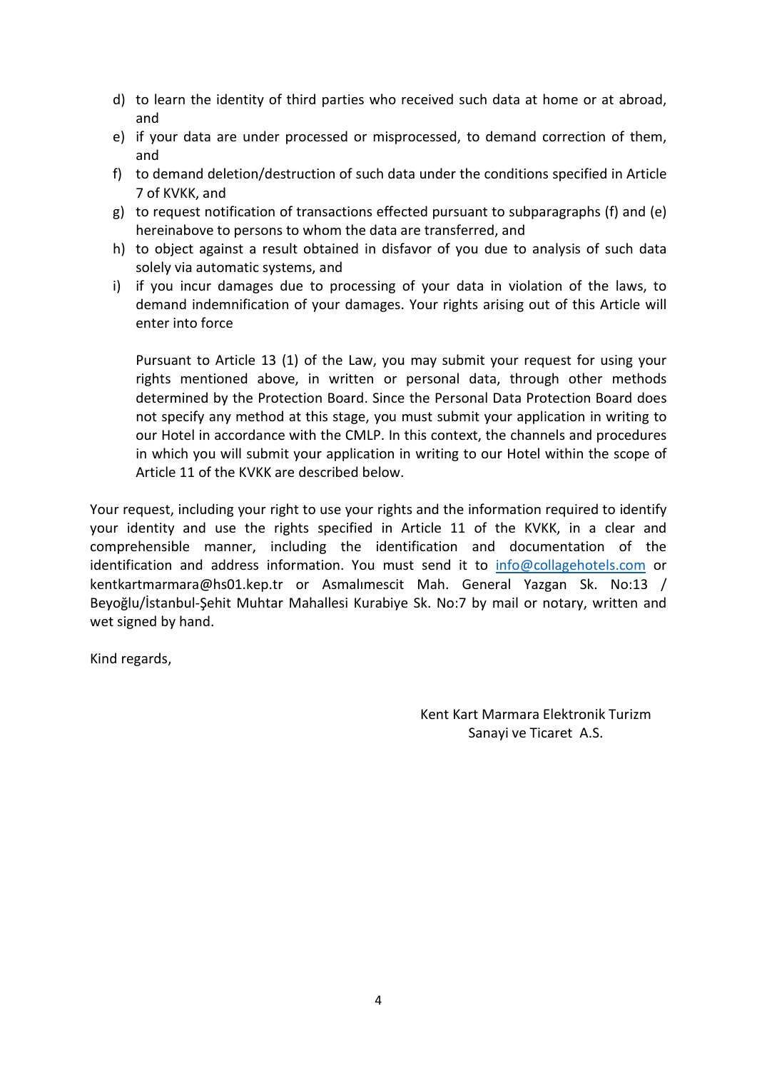d) to learn the identity of third parties who received such data at home or at abroad, and
e) if your data are under processed or misprocessed, to demand correction of them, and
f) to demand deletion/destruction of such data under the conditions specified in Article 7 of KVKK, and
g) to request notification of transactions effected pursuant to subparagraphs (f) and (e) hereinabove to persons to whom the data are transferred, and
h) to object against a result obtained in disfavor of you due to analysis of such data solely via automatic systems, and
i) if you incur damages due to processing of your data in violation of the laws, to demand indemnification of your damages. Your rights arising out of this Article will enter into force

   Pursuant to Article 13 (1) of the Law, you may submit your request for using your rights mentioned above, in written or personal data, through other methods determined by the Protection Board. Since the Personal Data Protection Board does not specify any method at this stage, you must submit your application in writing to our Hotel in accordance with the CMLP. In this context, the channels and procedures in which you will submit your application in writing to our Hotel within the scope of Article 11 of the KVKK are described below.

Your request, including your right to use your rights and the information required to identify your identity and use the rights specified in Article 11 of the KVKK, in a clear and comprehensible manner, including the identification and documentation of the identification and address information. You must send it to info@collagehotels.com or kentkartmarmara@hs01.kep.tr or Asmalımescit Mah. General Yazgan Sk. No:13 / Beyoğlu/İstanbul-Şehit Muhtar Mahallesi Kurabiye Sk. No:7 by mail or notary, written and wet signed by hand.

Kind regards,

Kent Kart Marmara Elektronik Turizm
Sanayi ve Ticaret A.S.